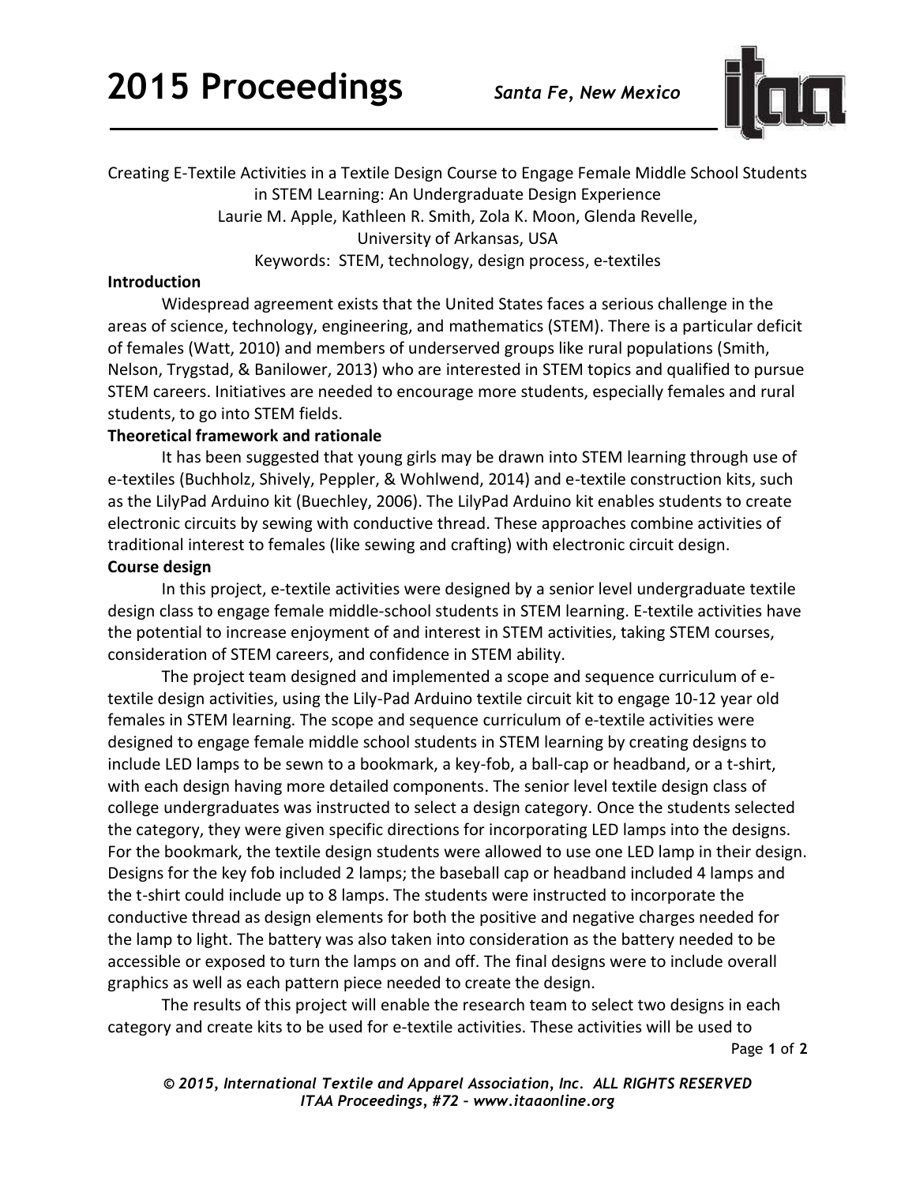Creating E-Textile Activities in a Textile Design Course to Engage Female Middle School Students in STEM Learning: An Undergraduate Design Experience

Laurie M. Apple, Kathleen R. Smith, Zola K. Moon, Glenda Revelle,

University of Arkansas, USA

Keywords: STEM, technology, design process, e-textiles

**Introduction**

Widespread agreement exists that the United States faces a serious challenge in the areas of science, technology, engineering, and mathematics (STEM). There is a particular deficit of females (Watt, 2010) and members of underserved groups like rural populations (Smith, Nelson, Trygstad, & Banilower, 2013) who are interested in STEM topics and qualified to pursue STEM careers. Initiatives are needed to encourage more students, especially females and rural students, to go into STEM fields.

**Theoretical framework and rationale**

It has been suggested that young girls may be drawn into STEM learning through use of e-textiles (Buchholz, Shively, Peppler, & Wohlwend, 2014) and e-textile construction kits, such as the LilyPad Arduino kit (Buechley, 2006). The LilyPad Arduino kit enables students to create electronic circuits by sewing with conductive thread. These approaches combine activities of traditional interest to females (like sewing and crafting) with electronic circuit design.

**Course design**

In this project, e-textile activities were designed by a senior level undergraduate textile design class to engage female middle-school students in STEM learning. E-textile activities have the potential to increase enjoyment of and interest in STEM activities, taking STEM courses, consideration of STEM careers, and confidence in STEM ability.

The project team designed and implemented a scope and sequence curriculum of e-textile design activities, using the Lily-Pad Arduino textile circuit kit to engage 10-12 year old females in STEM learning. The scope and sequence curriculum of e-textile activities were designed to engage female middle school students in STEM learning by creating designs to include LED lamps to be sewn to a bookmark, a key-fob, a ball-cap or headband, or a t-shirt, with each design having more detailed components. The senior level textile design class of college undergraduates was instructed to select a design category. Once the students selected the category, they were given specific directions for incorporating LED lamps into the designs. For the bookmark, the textile design students were allowed to use one LED lamp in their design. Designs for the key fob included 2 lamps; the baseball cap or headband included 4 lamps and the t-shirt could include up to 8 lamps. The students were instructed to incorporate the conductive thread as design elements for both the positive and negative charges needed for the lamp to light. The battery was also taken into consideration as the battery needed to be accessible or exposed to turn the lamps on and off. The final designs were to include overall graphics as well as each pattern piece needed to create the design.

The results of this project will enable the research team to select two designs in each category and create kits to be used for e-textile activities. These activities will be used to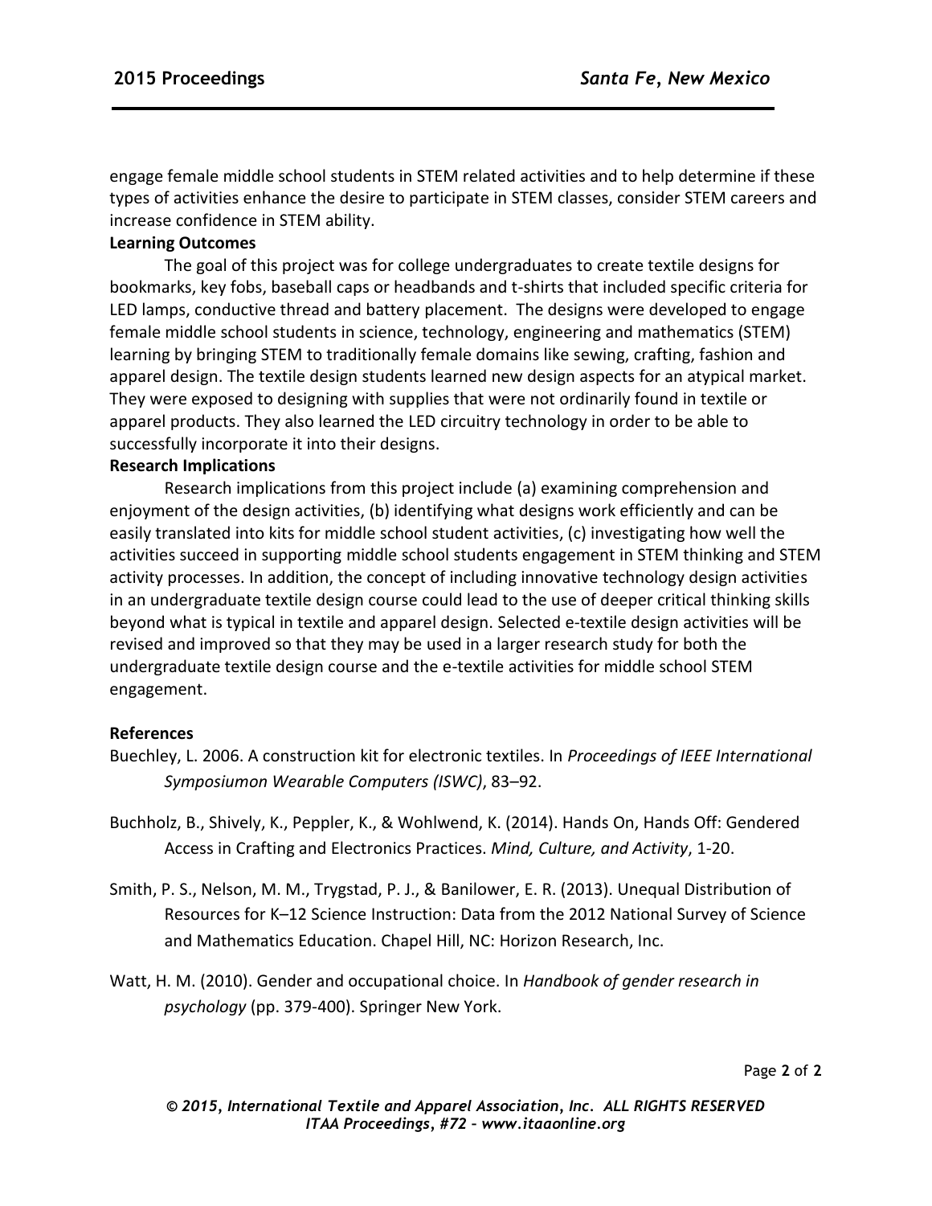engage female middle school students in STEM related activities and to help determine if these types of activities enhance the desire to participate in STEM classes, consider STEM careers and increase confidence in STEM ability.

**Learning Outcomes**

The goal of this project was for college undergraduates to create textile designs for bookmarks, key fobs, baseball caps or headbands and t-shirts that included specific criteria for LED lamps, conductive thread and battery placement. The designs were developed to engage female middle school students in science, technology, engineering and mathematics (STEM) learning by bringing STEM to traditionally female domains like sewing, crafting, fashion and apparel design. The textile design students learned new design aspects for an atypical market. They were exposed to designing with supplies that were not ordinarily found in textile or apparel products. They also learned the LED circuitry technology in order to be able to successfully incorporate it into their designs.

**Research Implications**

Research implications from this project include (a) examining comprehension and enjoyment of the design activities, (b) identifying what designs work efficiently and can be easily translated into kits for middle school student activities, (c) investigating how well the activities succeed in supporting middle school students engagement in STEM thinking and STEM activity processes. In addition, the concept of including innovative technology design activities in an undergraduate textile design course could lead to the use of deeper critical thinking skills beyond what is typical in textile and apparel design. Selected e-textile design activities will be revised and improved so that they may be used in a larger research study for both the undergraduate textile design course and the e-textile activities for middle school STEM engagement.

**References**

Buechley, L. 2006. A construction kit for electronic textiles. In *Proceedings of IEEE International Symposiumon Wearable Computers (ISWC)*, 83–92.

Buchholz, B., Shively, K., Peppler, K., & Wohlwend, K. (2014). Hands On, Hands Off: Gendered Access in Crafting and Electronics Practices. *Mind, Culture, and Activity*, 1-20.

Smith, P. S., Nelson, M. M., Trygstad, P. J., & Banilower, E. R. (2013). Unequal Distribution of Resources for K–12 Science Instruction: Data from the 2012 National Survey of Science and Mathematics Education. Chapel Hill, NC: Horizon Research, Inc.

Watt, H. M. (2010). Gender and occupational choice. In *Handbook of gender research in psychology* (pp. 379-400). Springer New York.